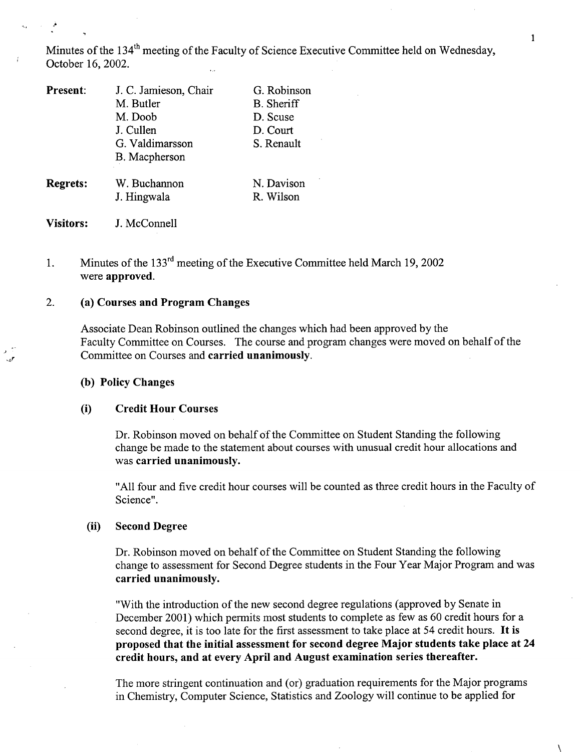Minutes of the 134th meeting of the Faculty of Science Executive Committee held on Wednesday, October 16, 2002.

| | | |
|---|---|---|
| **Present:** | J. C. Jamieson, Chair | G. Robinson |
| | M. Butler | B. Sheriff |
| | M. Doob | D. Scuse |
| | J. Cullen | D. Court |
| | G. Valdimarsson | S. Renault |
| | B. Macpherson | |
| **Regrets:** | W. Buchannon | N. Davison |
| | J. Hingwala | R. Wilson |
| **Visitors:** | J. McConnell | |

1. Minutes of the 133rd meeting of the Executive Committee held March 19, 2002 were **approved**.

2. **(a) Courses and Program Changes**

   Associate Dean Robinson outlined the changes which had been approved by the Faculty Committee on Courses. The course and program changes were moved on behalf of the Committee on Courses and **carried unanimously**.

   **(b) Policy Changes**

   **(i) Credit Hour Courses**

   Dr. Robinson moved on behalf of the Committee on Student Standing the following change be made to the statement about courses with unusual credit hour allocations and was **carried unanimously.**

   "All four and five credit hour courses will be counted as three credit hours in the Faculty of Science".

   **(ii) Second Degree**

   Dr. Robinson moved on behalf of the Committee on Student Standing the following change to assessment for Second Degree students in the Four Year Major Program and was **carried unanimously.**

   "With the introduction of the new second degree regulations (approved by Senate in December 2001) which permits most students to complete as few as 60 credit hours for a second degree, it is too late for the first assessment to take place at 54 credit hours. **It is proposed that the initial assessment for second degree Major students take place at 24 credit hours, and at every April and August examination series thereafter.**

   The more stringent continuation and (or) graduation requirements for the Major programs in Chemistry, Computer Science, Statistics and Zoology will continue to be applied for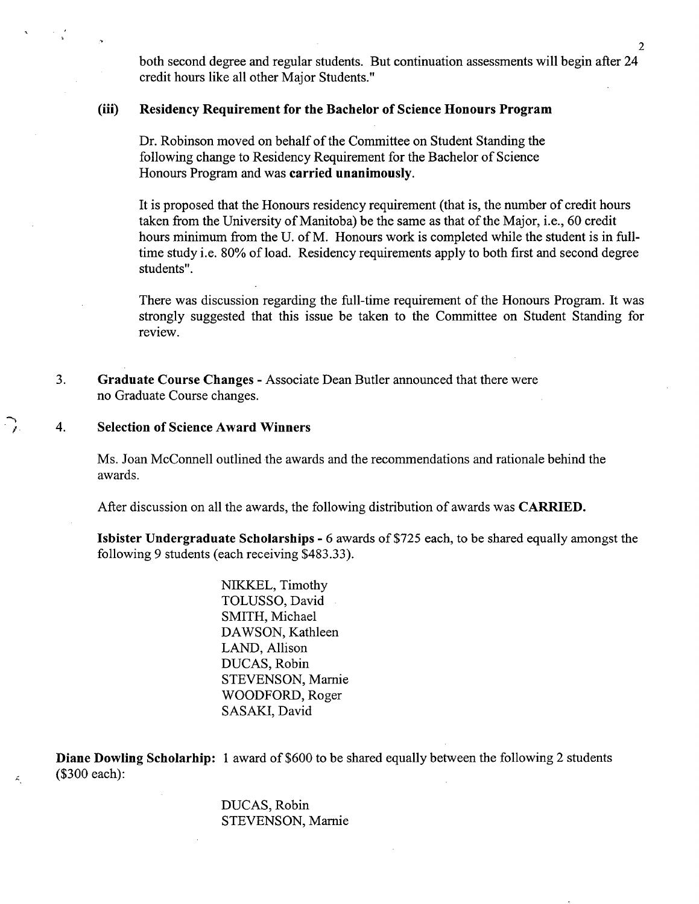both second degree and regular students. But continuation assessments will begin after 24 credit hours like all other Major Students."

### (iii) Residency Requirement for the Bachelor of Science Honours Program

Dr. Robinson moved on behalf of the Committee on Student Standing the following change to Residency Requirement for the Bachelor of Science Honours Program and was **carried unanimously**.

It is proposed that the Honours residency requirement (that is, the number of credit hours taken from the University of Manitoba) be the same as that of the Major, i.e., 60 credit hours minimum from the U. of M. Honours work is completed while the student is in full-time study i.e. 80% of load. Residency requirements apply to both first and second degree students".

There was discussion regarding the full-time requirement of the Honours Program. It was strongly suggested that this issue be taken to the Committee on Student Standing for review.

3. **Graduate Course Changes -** Associate Dean Butler announced that there were no Graduate Course changes.

4. **Selection of Science Award Winners**

Ms. Joan McConnell outlined the awards and the recommendations and rationale behind the awards.

After discussion on all the awards, the following distribution of awards was **CARRIED.**

**Isbister Undergraduate Scholarships -** 6 awards of $725 each, to be shared equally amongst the following 9 students (each receiving $483.33).

NIKKEL, Timothy
TOLUSSO, David
SMITH, Michael
DAWSON, Kathleen
LAND, Allison
DUCAS, Robin
STEVENSON, Marnie
WOODFORD, Roger
SASAKI, David

**Diane Dowling Scholarhip:** 1 award of $600 to be shared equally between the following 2 students ($300 each):

DUCAS, Robin
STEVENSON, Marnie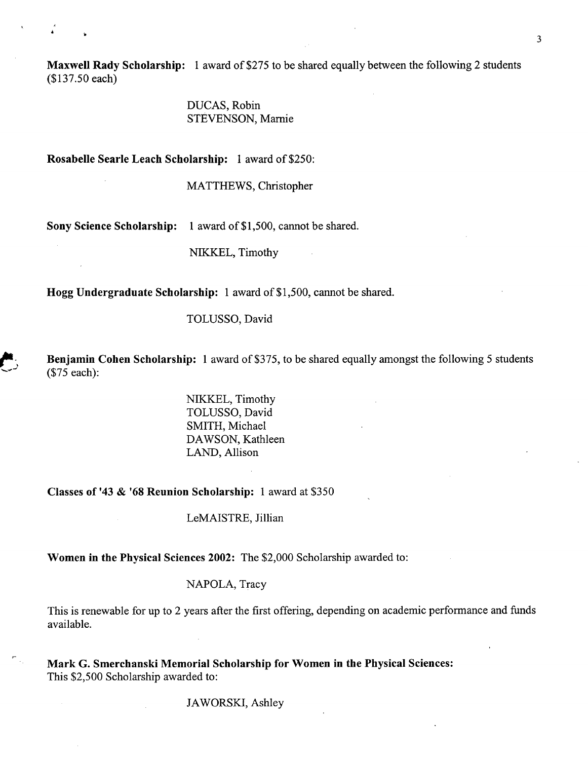**Maxwell Rady Scholarship:** 1 award of $275 to be shared equally between the following 2 students ($137.50 each)

DUCAS, Robin
STEVENSON, Marnie

**Rosabelle Searle Leach Scholarship:** 1 award of $250:

MATTHEWS, Christopher

**Sony Science Scholarship:** 1 award of $1,500, cannot be shared.

NIKKEL, Timothy

**Hogg Undergraduate Scholarship:** 1 award of $1,500, cannot be shared.

TOLUSSO, David

**Benjamin Cohen Scholarship:** 1 award of $375, to be shared equally amongst the following 5 students ($75 each):

NIKKEL, Timothy
TOLUSSO, David
SMITH, Michael
DAWSON, Kathleen
LAND, Allison

**Classes of '43 & '68 Reunion Scholarship:** 1 award at $350

LeMAISTRE, Jillian

**Women in the Physical Sciences 2002:** The $2,000 Scholarship awarded to:

NAPOLA, Tracy

This is renewable for up to 2 years after the first offering, depending on academic performance and funds available.

**Mark G. Smerchanski Memorial Scholarship for Women in the Physical Sciences:**
This $2,500 Scholarship awarded to:

JAWORSKI, Ashley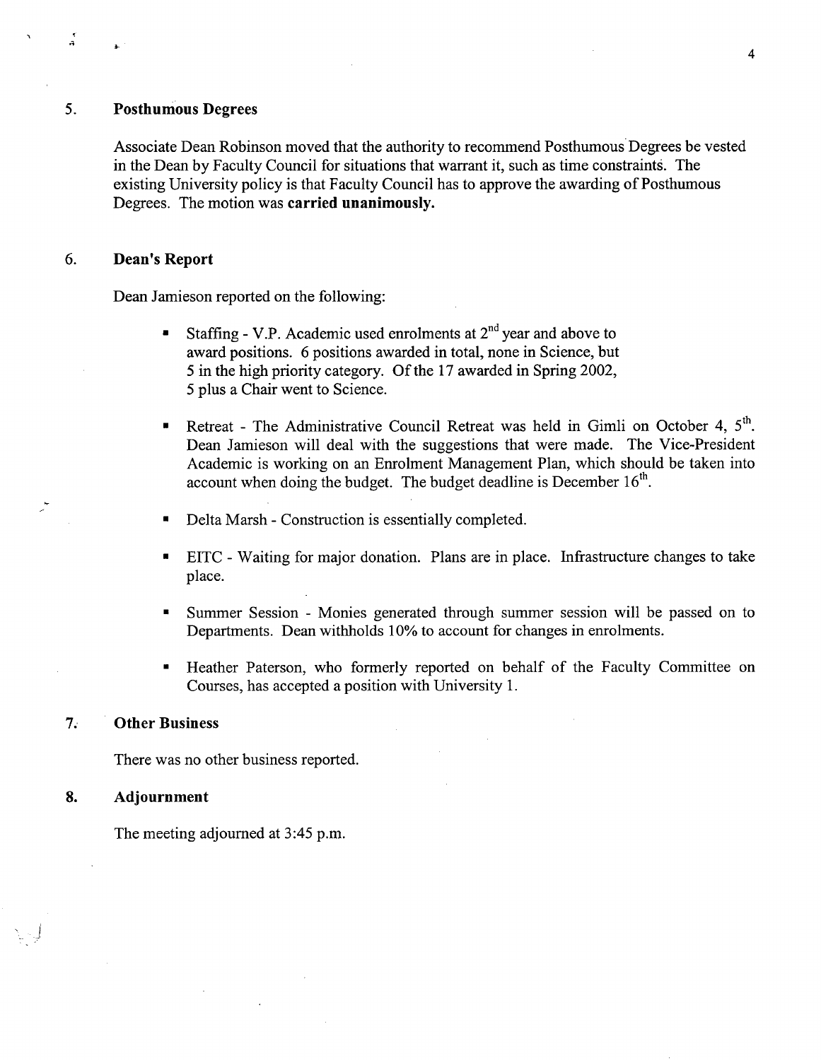## 5. Posthumous Degrees

Associate Dean Robinson moved that the authority to recommend Posthumous Degrees be vested in the Dean by Faculty Council for situations that warrant it, such as time constraints. The existing University policy is that Faculty Council has to approve the awarding of Posthumous Degrees. The motion was **carried unanimously.**

## 6. Dean's Report

Dean Jamieson reported on the following:

- Staffing - V.P. Academic used enrolments at 2nd year and above to award positions. 6 positions awarded in total, none in Science, but 5 in the high priority category. Of the 17 awarded in Spring 2002, 5 plus a Chair went to Science.
- Retreat - The Administrative Council Retreat was held in Gimli on October 4, 5th. Dean Jamieson will deal with the suggestions that were made. The Vice-President Academic is working on an Enrolment Management Plan, which should be taken into account when doing the budget. The budget deadline is December 16th.
- Delta Marsh - Construction is essentially completed.
- EITC - Waiting for major donation. Plans are in place. Infrastructure changes to take place.
- Summer Session - Monies generated through summer session will be passed on to Departments. Dean withholds 10% to account for changes in enrolments.
- Heather Paterson, who formerly reported on behalf of the Faculty Committee on Courses, has accepted a position with University 1.

## 7. Other Business

There was no other business reported.

## 8. Adjournment

The meeting adjourned at 3:45 p.m.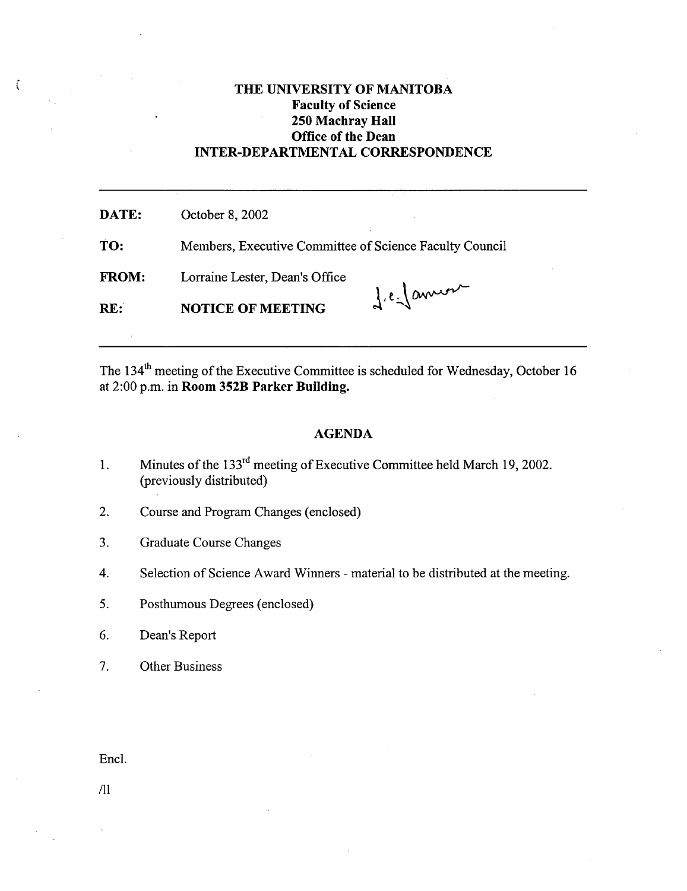**THE UNIVERSITY OF MANITOBA**
**Faculty of Science**
**250 Machray Hall**
**Office of the Dean**
**INTER-DEPARTMENTAL CORRESPONDENCE**

---

**DATE:** October 8, 2002

**TO:** Members, Executive Committee of Science Faculty Council

**FROM:** Lorraine Lester, Dean's Office

**RE:** **NOTICE OF MEETING**

J.e.Jamieson

---

The 134th meeting of the Executive Committee is scheduled for Wednesday, October 16 at 2:00 p.m. in **Room 352B Parker Building.**

## AGENDA

1. Minutes of the 133rd meeting of Executive Committee held March 19, 2002. (previously distributed)
2. Course and Program Changes (enclosed)
3. Graduate Course Changes
4. Selection of Science Award Winners - material to be distributed at the meeting.
5. Posthumous Degrees (enclosed)
6. Dean's Report
7. Other Business

Encl.

/ll